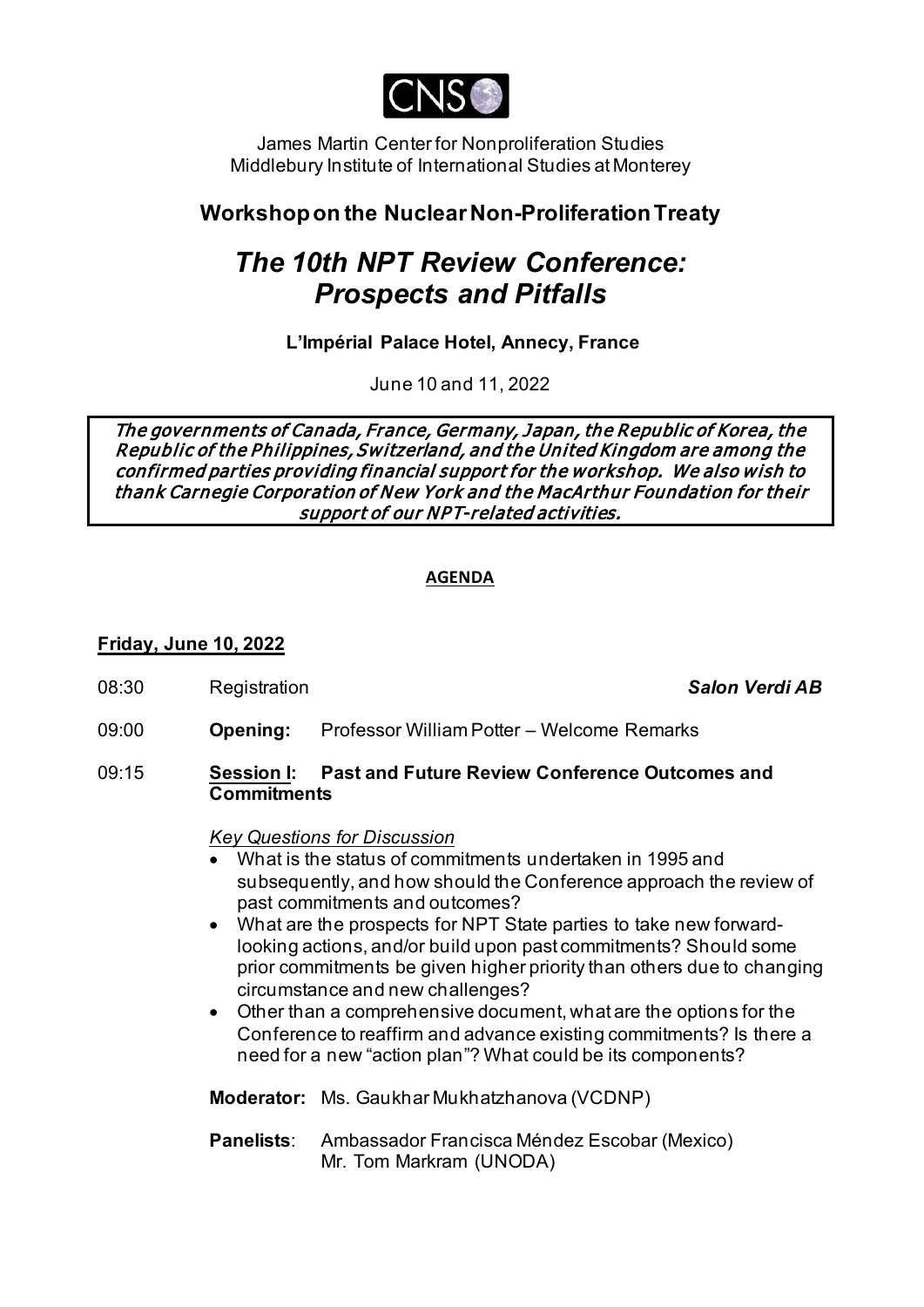CNS

James Martin Center for Nonproliferation Studies
Middlebury Institute of International Studies at Monterey

## Workshop on the Nuclear Non-Proliferation Treaty

# *The 10th NPT Review Conference: Prospects and Pitfalls*

**L'Impérial Palace Hotel, Annecy, France**

June 10 and 11, 2022

> *The governments of Canada, France, Germany, Japan, the Republic of Korea, the Republic of the Philippines, Switzerland, and the United Kingdom are among the confirmed parties providing financial support for the workshop. We also wish to thank Carnegie Corporation of New York and the MacArthur Foundation for their support of our NPT-related activities.*

**AGENDA**

### Friday, June 10, 2022

08:30 Registration — ***Salon Verdi AB***

09:00 **Opening:** Professor William Potter – Welcome Remarks

09:15 **Session I: Past and Future Review Conference Outcomes and Commitments**

*Key Questions for Discussion*

- What is the status of commitments undertaken in 1995 and subsequently, and how should the Conference approach the review of past commitments and outcomes?
- What are the prospects for NPT State parties to take new forward-looking actions, and/or build upon past commitments? Should some prior commitments be given higher priority than others due to changing circumstance and new challenges?
- Other than a comprehensive document, what are the options for the Conference to reaffirm and advance existing commitments? Is there a need for a new "action plan"? What could be its components?

**Moderator:** Ms. Gaukhar Mukhatzhanova (VCDNP)

**Panelists**: Ambassador Francisca Méndez Escobar (Mexico)
Mr. Tom Markram (UNODA)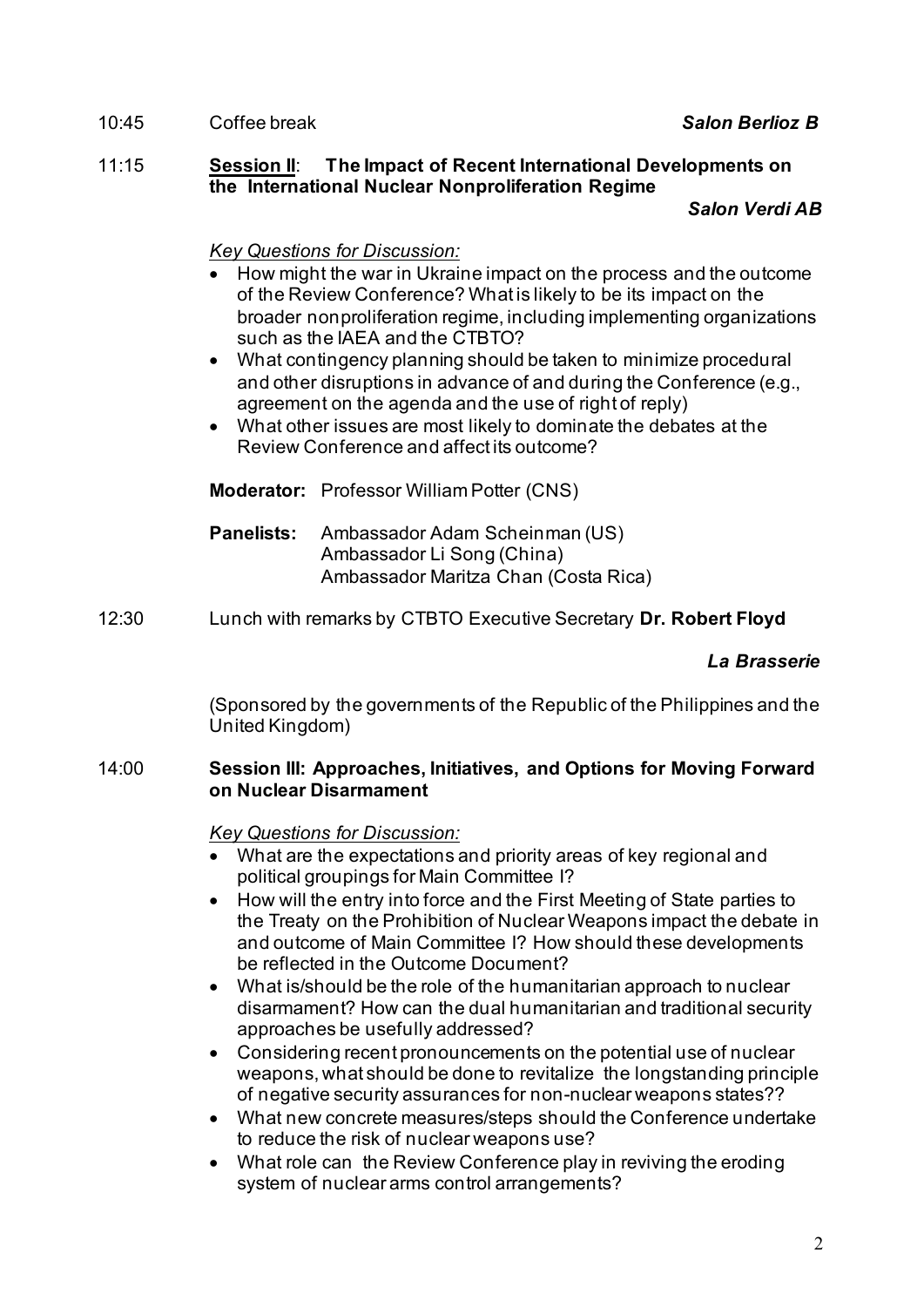10:45 Coffee break ***Salon Berlioz B***

11:15 **<u>Session II</u>: The Impact of Recent International Developments on the International Nuclear Nonproliferation Regime**

***Salon Verdi AB***

*<u>Key Questions for Discussion:</u>*

- How might the war in Ukraine impact on the process and the outcome of the Review Conference? What is likely to be its impact on the broader nonproliferation regime, including implementing organizations such as the IAEA and the CTBTO?
- What contingency planning should be taken to minimize procedural and other disruptions in advance of and during the Conference (e.g., agreement on the agenda and the use of right of reply)
- What other issues are most likely to dominate the debates at the Review Conference and affect its outcome?

**Moderator:** Professor William Potter (CNS)

**Panelists:** Ambassador Adam Scheinman (US)
Ambassador Li Song (China)
Ambassador Maritza Chan (Costa Rica)

12:30 Lunch with remarks by CTBTO Executive Secretary **Dr. Robert Floyd**

***La Brasserie***

(Sponsored by the governments of the Republic of the Philippines and the United Kingdom)

14:00 **Session III: Approaches, Initiatives, and Options for Moving Forward on Nuclear Disarmament**

*<u>Key Questions for Discussion:</u>*

- What are the expectations and priority areas of key regional and political groupings for Main Committee I?
- How will the entry into force and the First Meeting of State parties to the Treaty on the Prohibition of Nuclear Weapons impact the debate in and outcome of Main Committee I? How should these developments be reflected in the Outcome Document?
- What is/should be the role of the humanitarian approach to nuclear disarmament? How can the dual humanitarian and traditional security approaches be usefully addressed?
- Considering recent pronouncements on the potential use of nuclear weapons, what should be done to revitalize the longstanding principle of negative security assurances for non-nuclear weapons states??
- What new concrete measures/steps should the Conference undertake to reduce the risk of nuclear weapons use?
- What role can the Review Conference play in reviving the eroding system of nuclear arms control arrangements?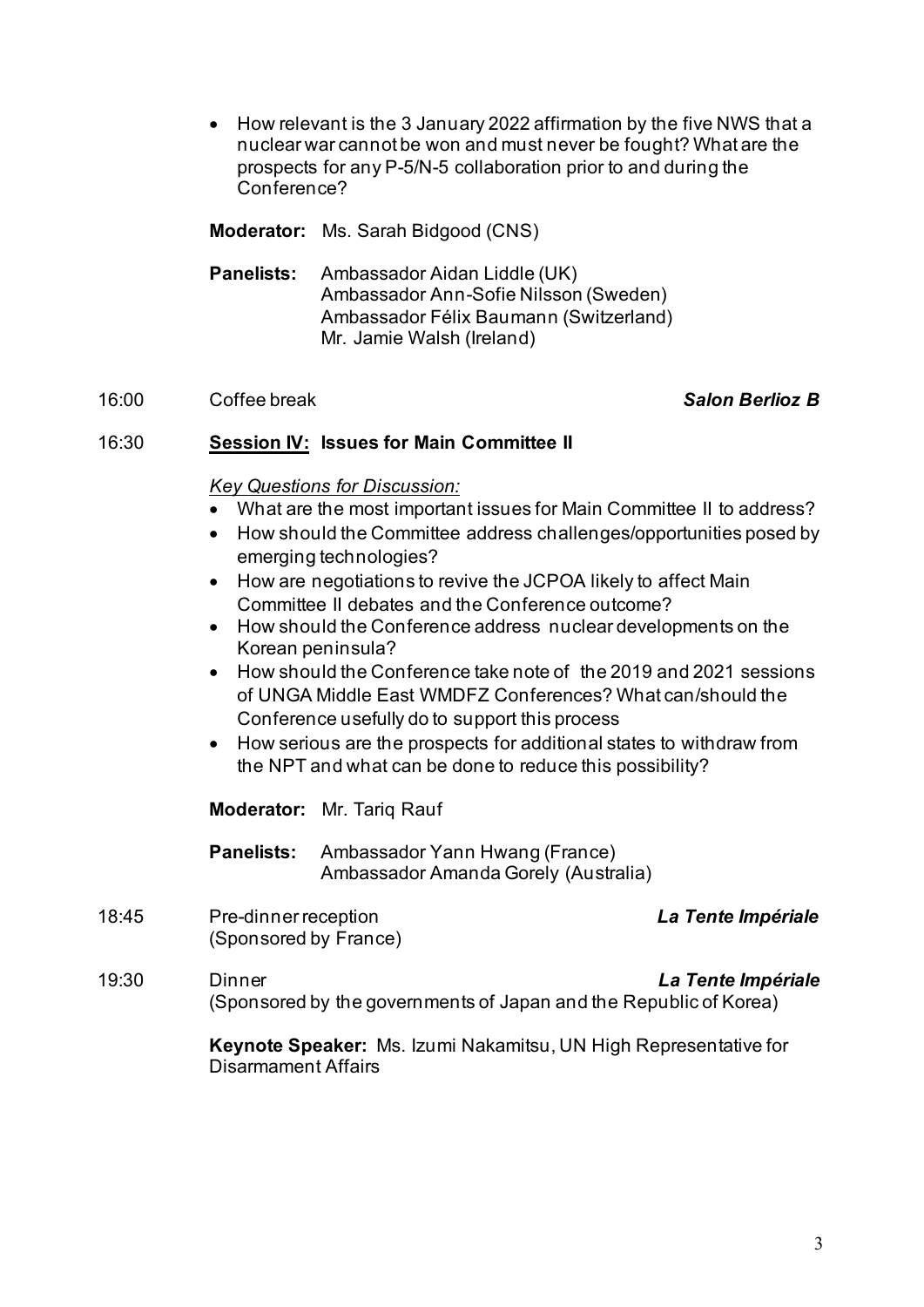- How relevant is the 3 January 2022 affirmation by the five NWS that a nuclear war cannot be won and must never be fought? What are the prospects for any P-5/N-5 collaboration prior to and during the Conference?

**Moderator:** Ms. Sarah Bidgood (CNS)

**Panelists:** Ambassador Aidan Liddle (UK)
Ambassador Ann-Sofie Nilsson (Sweden)
Ambassador Félix Baumann (Switzerland)
Mr. Jamie Walsh (Ireland)

16:00 Coffee break ***Salon Berlioz B***

16:30 **Session IV: Issues for Main Committee II**

*Key Questions for Discussion:*

- What are the most important issues for Main Committee II to address?
- How should the Committee address challenges/opportunities posed by emerging technologies?
- How are negotiations to revive the JCPOA likely to affect Main Committee II debates and the Conference outcome?
- How should the Conference address nuclear developments on the Korean peninsula?
- How should the Conference take note of the 2019 and 2021 sessions of UNGA Middle East WMDFZ Conferences? What can/should the Conference usefully do to support this process
- How serious are the prospects for additional states to withdraw from the NPT and what can be done to reduce this possibility?

**Moderator:** Mr. Tariq Rauf

**Panelists:** Ambassador Yann Hwang (France)
Ambassador Amanda Gorely (Australia)

18:45 Pre-dinner reception ***La Tente Impériale***
(Sponsored by France)

19:30 Dinner ***La Tente Impériale***
(Sponsored by the governments of Japan and the Republic of Korea)

**Keynote Speaker:** Ms. Izumi Nakamitsu, UN High Representative for Disarmament Affairs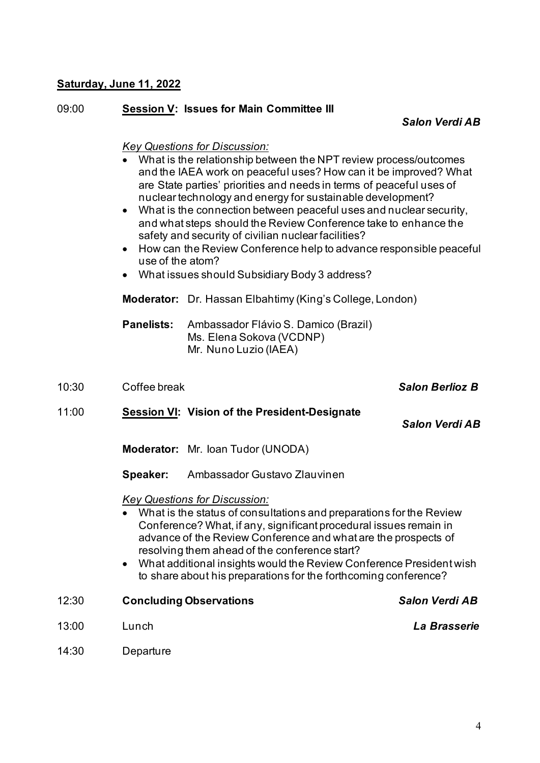**Saturday, June 11, 2022**

09:00 **Session V: Issues for Main Committee III** — ***Salon Verdi AB***

*Key Questions for Discussion:*

- What is the relationship between the NPT review process/outcomes and the IAEA work on peaceful uses? How can it be improved? What are State parties' priorities and needs in terms of peaceful uses of nuclear technology and energy for sustainable development?
- What is the connection between peaceful uses and nuclear security, and what steps should the Review Conference take to enhance the safety and security of civilian nuclear facilities?
- How can the Review Conference help to advance responsible peaceful use of the atom?
- What issues should Subsidiary Body 3 address?

**Moderator:** Dr. Hassan Elbahtimy (King's College, London)

**Panelists:** Ambassador Flávio S. Damico (Brazil)
Ms. Elena Sokova (VCDNP)
Mr. Nuno Luzio (IAEA)

10:30 Coffee break — ***Salon Berlioz B***

11:00 **Session VI: Vision of the President-Designate** — ***Salon Verdi AB***

**Moderator:** Mr. Ioan Tudor (UNODA)

**Speaker:** Ambassador Gustavo Zlauvinen

*Key Questions for Discussion:*

- What is the status of consultations and preparations for the Review Conference? What, if any, significant procedural issues remain in advance of the Review Conference and what are the prospects of resolving them ahead of the conference start?
- What additional insights would the Review Conference President wish to share about his preparations for the forthcoming conference?

12:30 **Concluding Observations** — ***Salon Verdi AB***

13:00 Lunch — ***La Brasserie***

14:30 Departure